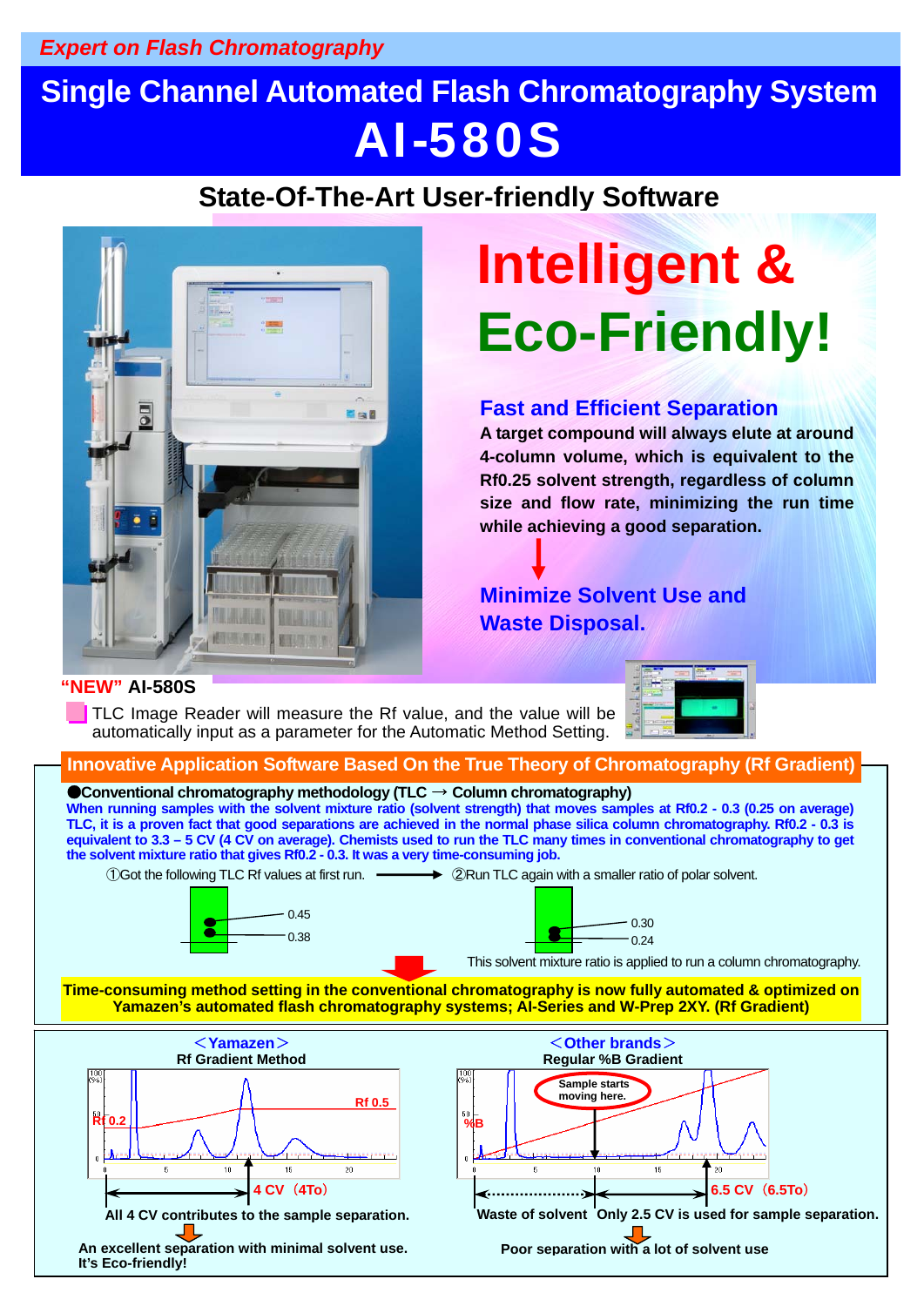*Expert on Flash Chromatography*

# Single Channel Automated Flash Chromatography System
# AI-580S

## State-Of-The-Art User-friendly Software

# Intelligent & Eco-Friendly!

### Fast and Efficient Separation

**A target compound will always elute at around 4-column volume, which is equivalent to the Rf0.25 solvent strength, regardless of column size and flow rate, minimizing the run time while achieving a good separation.**

### Minimize Solvent Use and Waste Disposal.

**"NEW" AI-580S**

- TLC Image Reader will measure the Rf value, and the value will be automatically input as a parameter for the Automatic Method Setting.

## Innovative Application Software Based On the True Theory of Chromatography (Rf Gradient)

●**Conventional chromatography methodology (TLC → Column chromatography)**

**When running samples with the solvent mixture ratio (solvent strength) that moves samples at Rf0.2 - 0.3 (0.25 on average) TLC, it is a proven fact that good separations are achieved in the normal phase silica column chromatography. Rf0.2 - 0.3 is equivalent to 3.3 – 5 CV (4 CV on average). Chemists used to run the TLC many times in conventional chromatography to get the solvent mixture ratio that gives Rf0.2 - 0.3. It was a very time-consuming job.**

①Got the following TLC Rf values at first run. → ②Run TLC again with a smaller ratio of polar solvent.

0.45
0.38

0.30
0.24

This solvent mixture ratio is applied to run a column chromatography.

**Time-consuming method setting in the conventional chromatography is now fully automated & optimized on Yamazen's automated flash chromatography systems; AI-Series and W-Prep 2XY. (Rf Gradient)**

**＜Yamazen＞**
**Rf Gradient Method**

Rf 0.2 / Rf 0.5 / 4 CV（4To）

**All 4 CV contributes to the sample separation.**

**An excellent separation with minimal solvent use. It's Eco-friendly!**

**＜Other brands＞**
**Regular %B Gradient**

Sample starts moving here. / %B / 6.5 CV（6.5To）

**Waste of solvent　Only 2.5 CV is used for sample separation.**

**Poor separation with a lot of solvent use**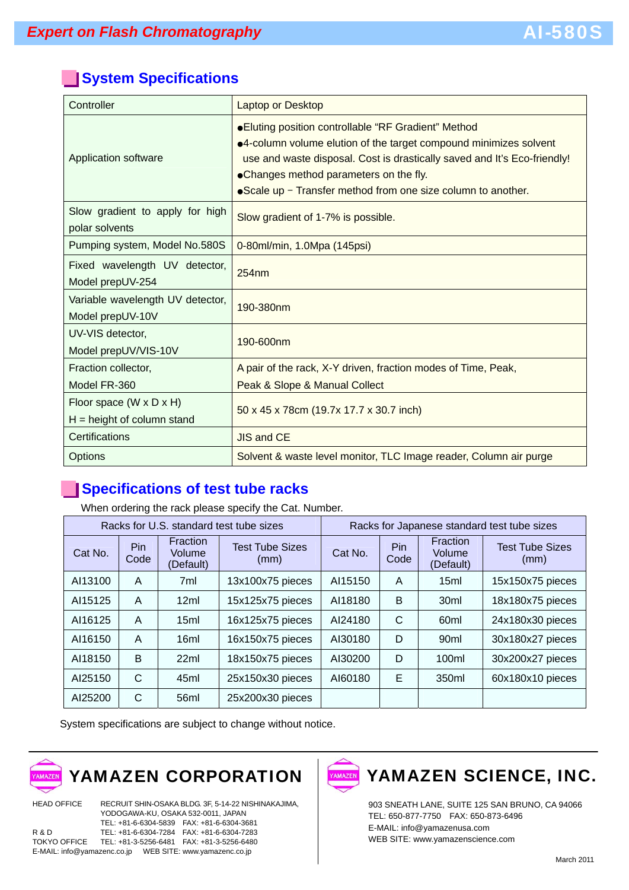## System Specifications

| | |
|---|---|
| Controller | Laptop or Desktop |
| Application software | ●Eluting position controllable "RF Gradient" Method<br>●4-column volume elution of the target compound minimizes solvent use and waste disposal. Cost is drastically saved and It's Eco-friendly!<br>●Changes method parameters on the fly.<br>●Scale up − Transfer method from one size column to another. |
| Slow gradient to apply for high polar solvents | Slow gradient of 1-7% is possible. |
| Pumping system, Model No.580S | 0-80ml/min, 1.0Mpa (145psi) |
| Fixed wavelength UV detector, Model prepUV-254 | 254nm |
| Variable wavelength UV detector, Model prepUV-10V | 190-380nm |
| UV-VIS detector, Model prepUV/VIS-10V | 190-600nm |
| Fraction collector, Model FR-360 | A pair of the rack, X-Y driven, fraction modes of Time, Peak, Peak & Slope & Manual Collect |
| Floor space (W x D x H) H = height of column stand | 50 x 45 x 78cm (19.7x 17.7 x 30.7 inch) |
| Certifications | JIS and CE |
| Options | Solvent & waste level monitor, TLC Image reader, Column air purge |

## Specifications of test tube racks

When ordering the rack please specify the Cat. Number.

| Racks for U.S. standard test tube sizes | | | | Racks for Japanese standard test tube sizes | | | |
|---|---|---|---|---|---|---|---|
| Cat No. | Pin Code | Fraction Volume (Default) | Test Tube Sizes (mm) | Cat No. | Pin Code | Fraction Volume (Default) | Test Tube Sizes (mm) |
| AI13100 | A | 7ml | 13x100x75 pieces | AI15150 | A | 15ml | 15x150x75 pieces |
| AI15125 | A | 12ml | 15x125x75 pieces | AI18180 | B | 30ml | 18x180x75 pieces |
| AI16125 | A | 15ml | 16x125x75 pieces | AI24180 | C | 60ml | 24x180x30 pieces |
| AI16150 | A | 16ml | 16x150x75 pieces | AI30180 | D | 90ml | 30x180x27 pieces |
| AI18150 | B | 22ml | 18x150x75 pieces | AI30200 | D | 100ml | 30x200x27 pieces |
| AI25150 | C | 45ml | 25x150x30 pieces | AI60180 | E | 350ml | 60x180x10 pieces |
| AI25200 | C | 56ml | 25x200x30 pieces | | | | |

System specifications are subject to change without notice.

**YAMAZEN CORPORATION**

HEAD OFFICE RECRUIT SHIN-OSAKA BLDG. 3F, 5-14-22 NISHINAKAJIMA, YODOGAWA-KU, OSAKA 532-0011, JAPAN
TEL: +81-6-6304-5839 FAX: +81-6-6304-3681
R & D TEL: +81-6-6304-7284 FAX: +81-6-6304-7283
TOKYO OFFICE TEL: +81-3-5256-6481 FAX: +81-3-5256-6480
E-MAIL: info@yamazenc.co.jp WEB SITE: www.yamazenc.co.jp

**YAMAZEN SCIENCE, INC.**

903 SNEATH LANE, SUITE 125 SAN BRUNO, CA 94066
TEL: 650-877-7750 FAX: 650-873-6496
E-MAIL: info@yamazenusa.com
WEB SITE: www.yamazenscience.com

March 2011